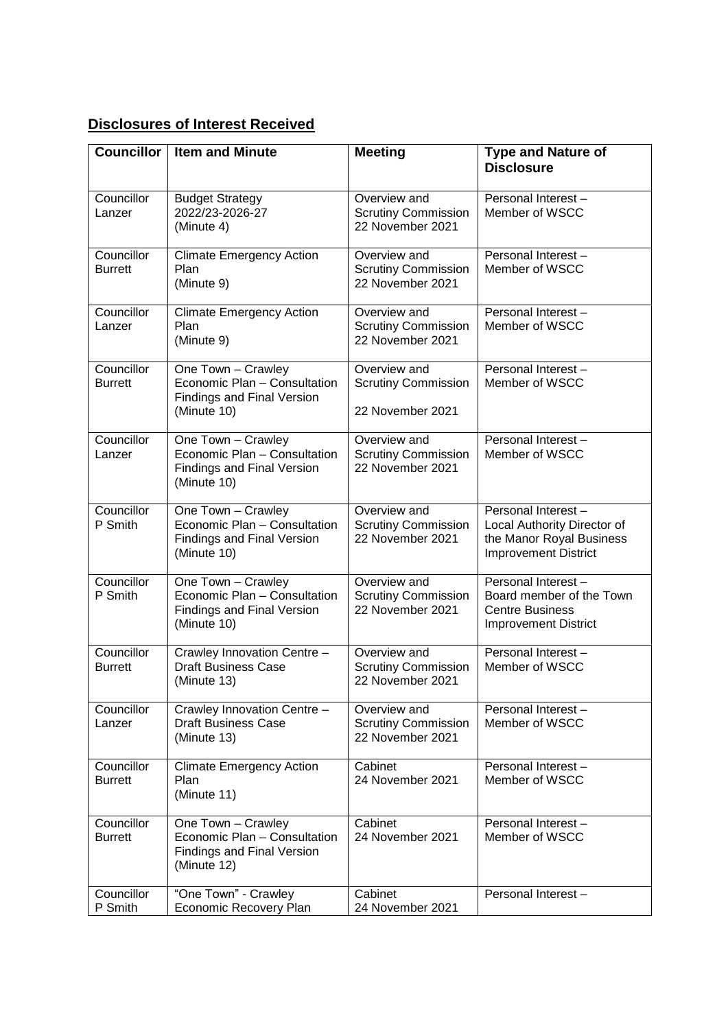## **Disclosures of Interest Received**

| Councillor | Item and Minute | Meeting | Type and Nature of Disclosure |
|---|---|---|---|
| Councillor Lanzer | Budget Strategy 2022/23-2026-27 (Minute 4) | Overview and Scrutiny Commission 22 November 2021 | Personal Interest – Member of WSCC |
| Councillor Burrett | Climate Emergency Action Plan (Minute 9) | Overview and Scrutiny Commission 22 November 2021 | Personal Interest – Member of WSCC |
| Councillor Lanzer | Climate Emergency Action Plan (Minute 9) | Overview and Scrutiny Commission 22 November 2021 | Personal Interest – Member of WSCC |
| Councillor Burrett | One Town – Crawley Economic Plan – Consultation Findings and Final Version (Minute 10) | Overview and Scrutiny Commission 22 November 2021 | Personal Interest – Member of WSCC |
| Councillor Lanzer | One Town – Crawley Economic Plan – Consultation Findings and Final Version (Minute 10) | Overview and Scrutiny Commission 22 November 2021 | Personal Interest – Member of WSCC |
| Councillor P Smith | One Town – Crawley Economic Plan – Consultation Findings and Final Version (Minute 10) | Overview and Scrutiny Commission 22 November 2021 | Personal Interest – Local Authority Director of the Manor Royal Business Improvement District |
| Councillor P Smith | One Town – Crawley Economic Plan – Consultation Findings and Final Version (Minute 10) | Overview and Scrutiny Commission 22 November 2021 | Personal Interest – Board member of the Town Centre Business Improvement District |
| Councillor Burrett | Crawley Innovation Centre – Draft Business Case (Minute 13) | Overview and Scrutiny Commission 22 November 2021 | Personal Interest – Member of WSCC |
| Councillor Lanzer | Crawley Innovation Centre – Draft Business Case (Minute 13) | Overview and Scrutiny Commission 22 November 2021 | Personal Interest – Member of WSCC |
| Councillor Burrett | Climate Emergency Action Plan (Minute 11) | Cabinet 24 November 2021 | Personal Interest – Member of WSCC |
| Councillor Burrett | One Town – Crawley Economic Plan – Consultation Findings and Final Version (Minute 12) | Cabinet 24 November 2021 | Personal Interest – Member of WSCC |
| Councillor P Smith | "One Town" - Crawley Economic Recovery Plan | Cabinet 24 November 2021 | Personal Interest – |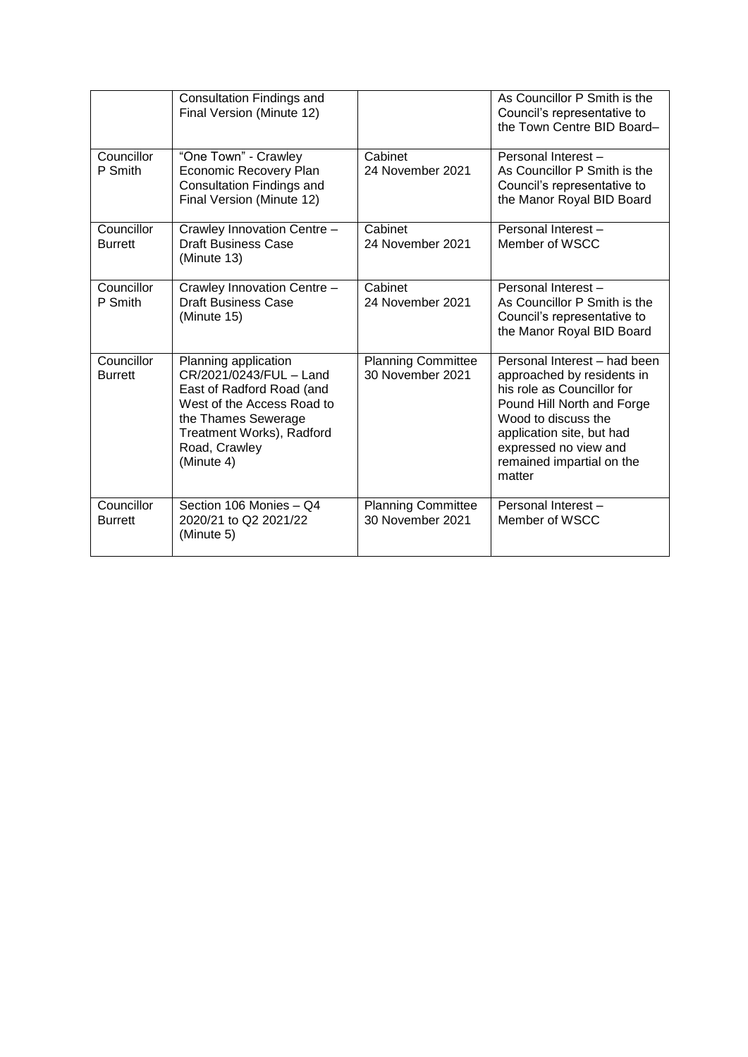| | | | |
|---|---|---|---|
| | Consultation Findings and Final Version (Minute 12) | | As Councillor P Smith is the Council's representative to the Town Centre BID Board– |
| Councillor P Smith | "One Town" - Crawley Economic Recovery Plan Consultation Findings and Final Version (Minute 12) | Cabinet 24 November 2021 | Personal Interest – As Councillor P Smith is the Council's representative to the Manor Royal BID Board |
| Councillor Burrett | Crawley Innovation Centre – Draft Business Case (Minute 13) | Cabinet 24 November 2021 | Personal Interest – Member of WSCC |
| Councillor P Smith | Crawley Innovation Centre – Draft Business Case (Minute 15) | Cabinet 24 November 2021 | Personal Interest – As Councillor P Smith is the Council's representative to the Manor Royal BID Board |
| Councillor Burrett | Planning application CR/2021/0243/FUL – Land East of Radford Road (and West of the Access Road to the Thames Sewerage Treatment Works), Radford Road, Crawley (Minute 4) | Planning Committee 30 November 2021 | Personal Interest – had been approached by residents in his role as Councillor for Pound Hill North and Forge Wood to discuss the application site, but had expressed no view and remained impartial on the matter |
| Councillor Burrett | Section 106 Monies – Q4 2020/21 to Q2 2021/22 (Minute 5) | Planning Committee 30 November 2021 | Personal Interest – Member of WSCC |